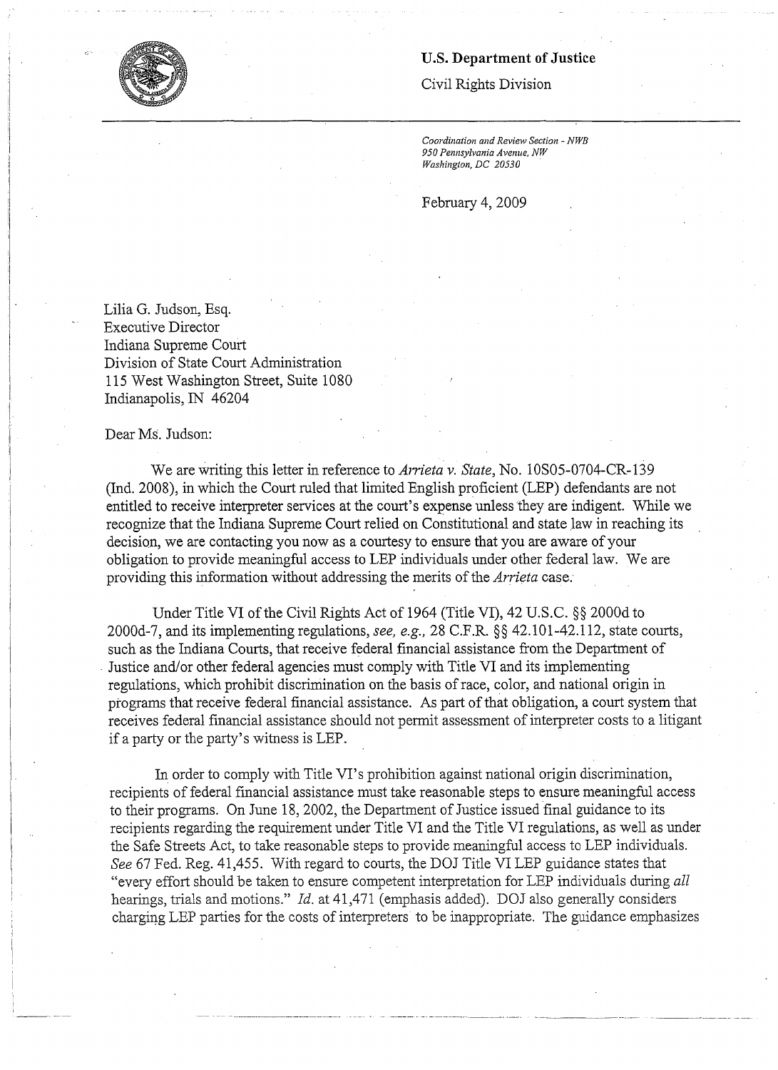**U.S. Department of Justice**

Civil Rights Division

*Coordination and Review Section - NWB*
*950 Pennsylvania Avenue, NW*
*Washington, DC 20530*

February 4, 2009

Lilia G. Judson, Esq.
Executive Director
Indiana Supreme Court
Division of State Court Administration
115 West Washington Street, Suite 1080
Indianapolis, IN 46204

Dear Ms. Judson:

We are writing this letter in reference to *Arrieta v. State*, No. 10S05-0704-CR-139 (Ind. 2008), in which the Court ruled that limited English proficient (LEP) defendants are not entitled to receive interpreter services at the court's expense unless they are indigent. While we recognize that the Indiana Supreme Court relied on Constitutional and state law in reaching its decision, we are contacting you now as a courtesy to ensure that you are aware of your obligation to provide meaningful access to LEP individuals under other federal law. We are providing this information without addressing the merits of the *Arrieta* case.

Under Title VI of the Civil Rights Act of 1964 (Title VI), 42 U.S.C. §§ 2000d to 2000d-7, and its implementing regulations, *see, e.g.,* 28 C.F.R. §§ 42.101-42.112, state courts, such as the Indiana Courts, that receive federal financial assistance from the Department of Justice and/or other federal agencies must comply with Title VI and its implementing regulations, which prohibit discrimination on the basis of race, color, and national origin in programs that receive federal financial assistance. As part of that obligation, a court system that receives federal financial assistance should not permit assessment of interpreter costs to a litigant if a party or the party's witness is LEP.

In order to comply with Title VI's prohibition against national origin discrimination, recipients of federal financial assistance must take reasonable steps to ensure meaningful access to their programs. On June 18, 2002, the Department of Justice issued final guidance to its recipients regarding the requirement under Title VI and the Title VI regulations, as well as under the Safe Streets Act, to take reasonable steps to provide meaningful access to LEP individuals. *See* 67 Fed. Reg. 41,455. With regard to courts, the DOJ Title VI LEP guidance states that "every effort should be taken to ensure competent interpretation for LEP individuals during *all* hearings, trials and motions." *Id.* at 41,471 (emphasis added). DOJ also generally considers charging LEP parties for the costs of interpreters to be inappropriate. The guidance emphasizes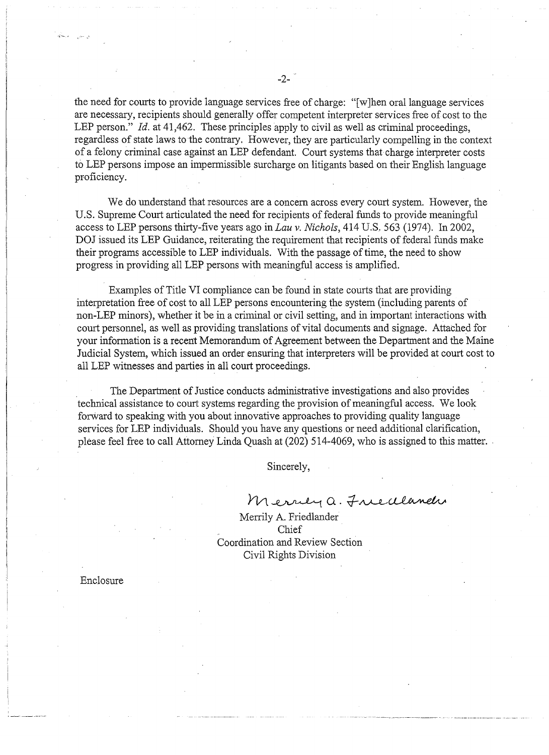the need for courts to provide language services free of charge: "[w]hen oral language services are necessary, recipients should generally offer competent interpreter services free of cost to the LEP person." *Id.* at 41,462. These principles apply to civil as well as criminal proceedings, regardless of state laws to the contrary. However, they are particularly compelling in the context of a felony criminal case against an LEP defendant. Court systems that charge interpreter costs to LEP persons impose an impermissible surcharge on litigants based on their English language proficiency.

We do understand that resources are a concern across every court system. However, the U.S. Supreme Court articulated the need for recipients of federal funds to provide meaningful access to LEP persons thirty-five years ago in *Lau v. Nichols*, 414 U.S. 563 (1974). In 2002, DOJ issued its LEP Guidance, reiterating the requirement that recipients of federal funds make their programs accessible to LEP individuals. With the passage of time, the need to show progress in providing all LEP persons with meaningful access is amplified.

Examples of Title VI compliance can be found in state courts that are providing interpretation free of cost to all LEP persons encountering the system (including parents of non-LEP minors), whether it be in a criminal or civil setting, and in important interactions with court personnel, as well as providing translations of vital documents and signage. Attached for your information is a recent Memorandum of Agreement between the Department and the Maine Judicial System, which issued an order ensuring that interpreters will be provided at court cost to all LEP witnesses and parties in all court proceedings.

The Department of Justice conducts administrative investigations and also provides technical assistance to court systems regarding the provision of meaningful access. We look forward to speaking with you about innovative approaches to providing quality language services for LEP individuals. Should you have any questions or need additional clarification, please feel free to call Attorney Linda Quash at (202) 514-4069, who is assigned to this matter.

Sincerely,

Merrily A. Friedlander

Merrily A. Friedlander
Chief
Coordination and Review Section
Civil Rights Division

Enclosure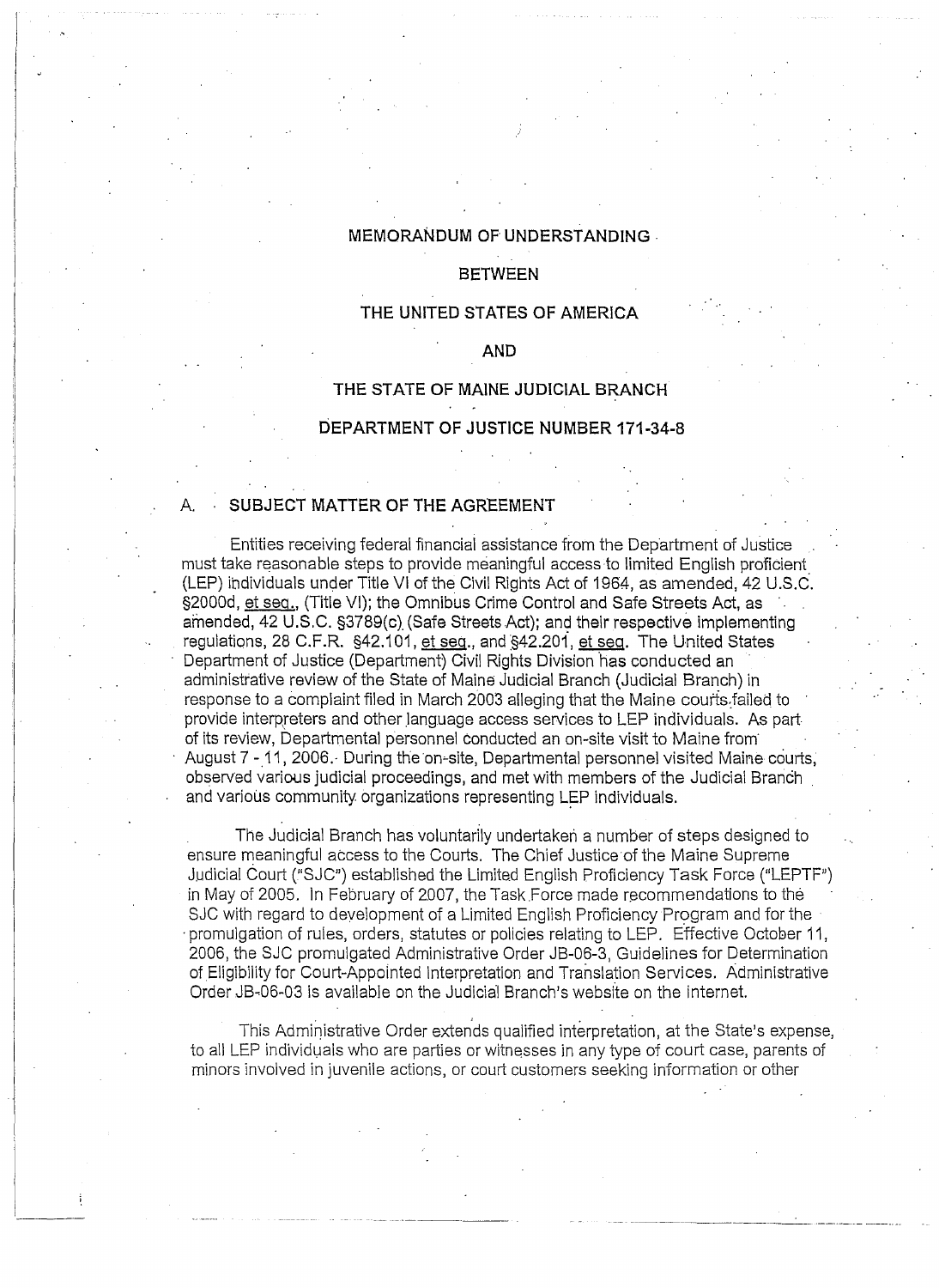# MEMORANDUM OF UNDERSTANDING

## BETWEEN

## THE UNITED STATES OF AMERICA

## AND

## THE STATE OF MAINE JUDICIAL BRANCH

## DEPARTMENT OF JUSTICE NUMBER 171-34-8

### A. SUBJECT MATTER OF THE AGREEMENT

Entities receiving federal financial assistance from the Department of Justice must take reasonable steps to provide meaningful access to limited English proficient (LEP) individuals under Title VI of the Civil Rights Act of 1964, as amended, 42 U.S.C. §2000d, et seq., (Title VI); the Omnibus Crime Control and Safe Streets Act, as amended, 42 U.S.C. §3789(c) (Safe Streets Act); and their respective implementing regulations, 28 C.F.R. §42.101, et seq., and §42.201, et seq. The United States Department of Justice (Department) Civil Rights Division has conducted an administrative review of the State of Maine Judicial Branch (Judicial Branch) in response to a complaint filed in March 2003 alleging that the Maine courts failed to provide interpreters and other language access services to LEP individuals. As part of its review, Departmental personnel conducted an on-site visit to Maine from August 7 - 11, 2006. During the on-site, Departmental personnel visited Maine courts, observed various judicial proceedings, and met with members of the Judicial Branch and various community organizations representing LEP individuals.

The Judicial Branch has voluntarily undertaken a number of steps designed to ensure meaningful access to the Courts. The Chief Justice of the Maine Supreme Judicial Court ("SJC") established the Limited English Proficiency Task Force ("LEPTF") in May of 2005. In February of 2007, the Task Force made recommendations to the SJC with regard to development of a Limited English Proficiency Program and for the promulgation of rules, orders, statutes or policies relating to LEP. Effective October 11, 2006, the SJC promulgated Administrative Order JB-06-3, Guidelines for Determination of Eligibility for Court-Appointed Interpretation and Translation Services. Administrative Order JB-06-03 is available on the Judicial Branch's website on the internet.

This Administrative Order extends qualified interpretation, at the State's expense, to all LEP individuals who are parties or witnesses in any type of court case, parents of minors involved in juvenile actions, or court customers seeking information or other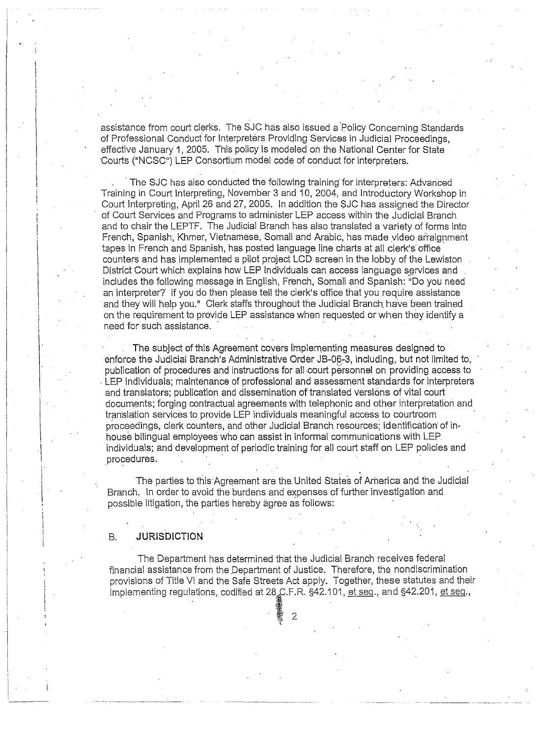assistance from court clerks. The SJC has also issued a Policy Concerning Standards of Professional Conduct for Interpreters Providing Services in Judicial Proceedings, effective January 1, 2005. This policy is modeled on the National Center for State Courts ("NCSC") LEP Consortium model code of conduct for interpreters.

The SJC has also conducted the following training for interpreters: Advanced Training in Court Interpreting, November 3 and 10, 2004, and Introductory Workshop in Court Interpreting, April 26 and 27, 2005. In addition the SJC has assigned the Director of Court Services and Programs to administer LEP access within the Judicial Branch and to chair the LEPTF. The Judicial Branch has also translated a variety of forms into French, Spanish, Khmer, Vietnamese, Somali and Arabic, has made video arraignment tapes in French and Spanish, has posted language line charts at all clerk's office counters and has implemented a pilot project LCD screen in the lobby of the Lewiston District Court which explains how LEP individuals can access language services and includes the following message in English, French, Somali and Spanish: "Do you need an interpreter? If you do then please tell the clerk's office that you require assistance and they will help you." Clerk staffs throughout the Judicial Branch have been trained on the requirement to provide LEP assistance when requested or when they identify a need for such assistance.

The subject of this Agreement covers implementing measures designed to enforce the Judicial Branch's Administrative Order JB-06-3, including, but not limited to, publication of procedures and instructions for all court personnel on providing access to LEP individuals; maintenance of professional and assessment standards for interpreters and translators; publication and dissemination of translated versions of vital court documents; forging contractual agreements with telephonic and other interpretation and translation services to provide LEP individuals meaningful access to courtroom proceedings, clerk counters, and other Judicial Branch resources; identification of in-house bilingual employees who can assist in informal communications with LEP individuals; and development of periodic training for all court staff on LEP policies and procedures.

The parties to this Agreement are the United States of America and the Judicial Branch. In order to avoid the burdens and expenses of further investigation and possible litigation, the parties hereby agree as follows:

## B. JURISDICTION

The Department has determined that the Judicial Branch receives federal financial assistance from the Department of Justice. Therefore, the nondiscrimination provisions of Title VI and the Safe Streets Act apply. Together, these statutes and their implementing regulations, codified at 28 C.F.R. §42.101, et seq., and §42.201, et seq.,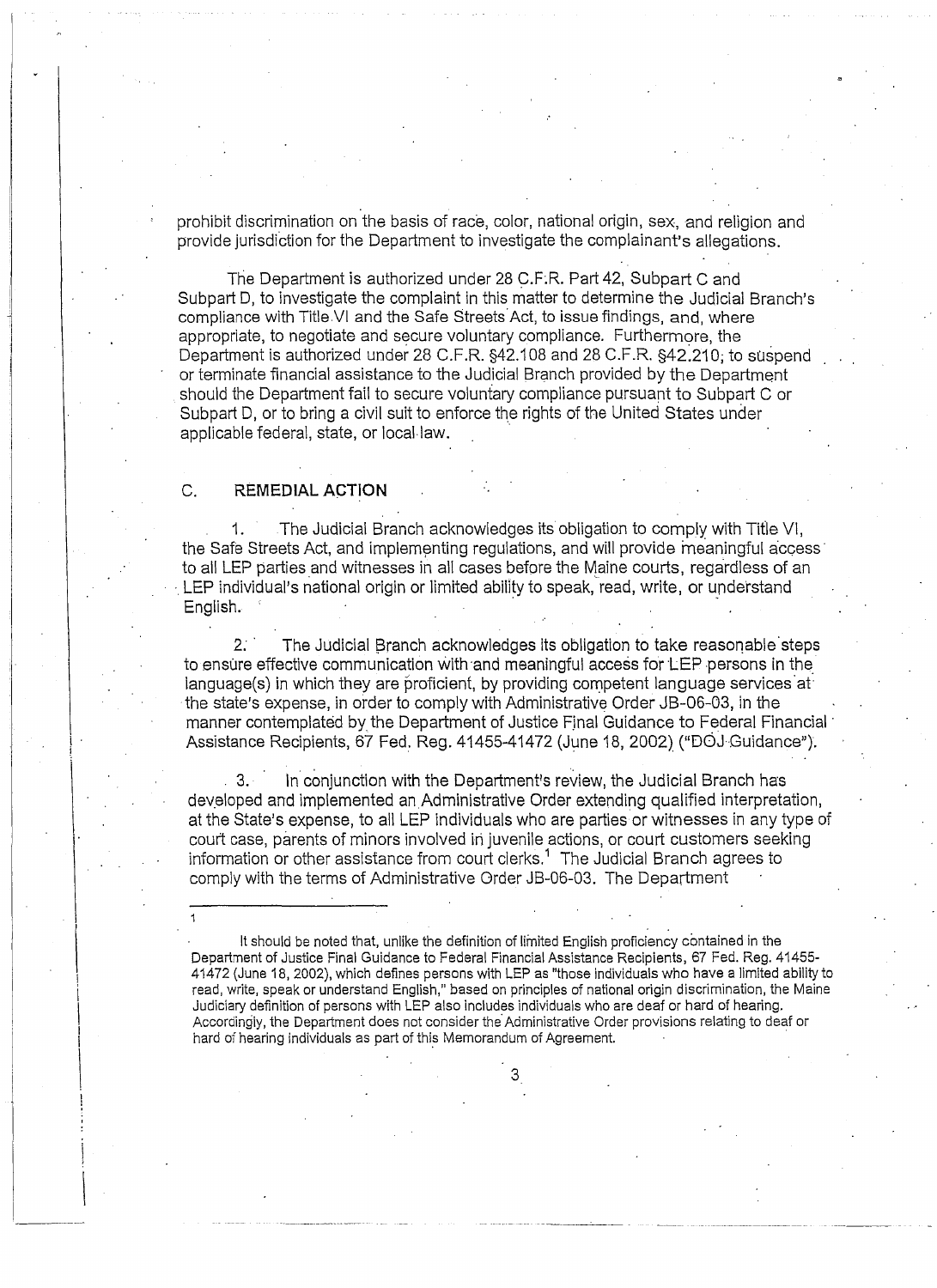prohibit discrimination on the basis of race, color, national origin, sex, and religion and provide jurisdiction for the Department to investigate the complainant's allegations.

The Department is authorized under 28 C.F.R. Part 42, Subpart C and Subpart D, to investigate the complaint in this matter to determine the Judicial Branch's compliance with Title VI and the Safe Streets Act, to issue findings, and, where appropriate, to negotiate and secure voluntary compliance. Furthermore, the Department is authorized under 28 C.F.R. §42.108 and 28 C.F.R. §42.210, to suspend or terminate financial assistance to the Judicial Branch provided by the Department should the Department fail to secure voluntary compliance pursuant to Subpart C or Subpart D, or to bring a civil suit to enforce the rights of the United States under applicable federal, state, or local law.

## C. REMEDIAL ACTION

1. The Judicial Branch acknowledges its obligation to comply with Title VI, the Safe Streets Act, and implementing regulations, and will provide meaningful access to all LEP parties and witnesses in all cases before the Maine courts, regardless of an LEP individual's national origin or limited ability to speak, read, write, or understand English.

2. The Judicial Branch acknowledges its obligation to take reasonable steps to ensure effective communication with and meaningful access for LEP persons in the language(s) in which they are proficient, by providing competent language services at the state's expense, in order to comply with Administrative Order JB-06-03, in the manner contemplated by the Department of Justice Final Guidance to Federal Financial Assistance Recipients, 67 Fed. Reg. 41455-41472 (June 18, 2002) ("DOJ Guidance").

3. In conjunction with the Department's review, the Judicial Branch has developed and implemented an Administrative Order extending qualified interpretation, at the State's expense, to all LEP individuals who are parties or witnesses in any type of court case, parents of minors involved in juvenile actions, or court customers seeking information or other assistance from court clerks.[1] The Judicial Branch agrees to comply with the terms of Administrative Order JB-06-03. The Department

---

[1] It should be noted that, unlike the definition of limited English proficiency contained in the Department of Justice Final Guidance to Federal Financial Assistance Recipients, 67 Fed. Reg. 41455-41472 (June 18, 2002), which defines persons with LEP as "those individuals who have a limited ability to read, write, speak or understand English," based on principles of national origin discrimination, the Maine Judiciary definition of persons with LEP also includes individuals who are deaf or hard of hearing. Accordingly, the Department does not consider the Administrative Order provisions relating to deaf or hard of hearing individuals as part of this Memorandum of Agreement.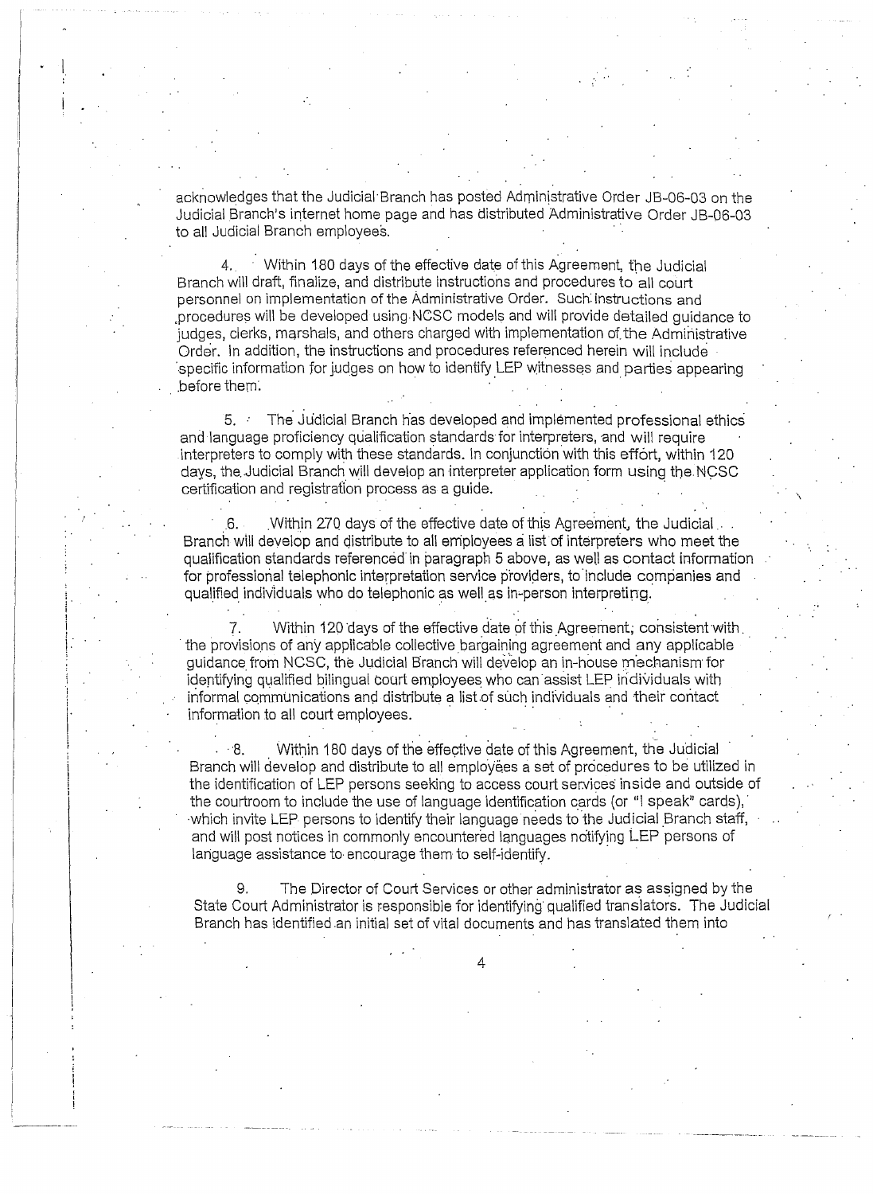acknowledges that the Judicial Branch has posted Administrative Order JB-06-03 on the Judicial Branch's internet home page and has distributed Administrative Order JB-06-03 to all Judicial Branch employees.

4. Within 180 days of the effective date of this Agreement, the Judicial Branch will draft, finalize, and distribute instructions and procedures to all court personnel on implementation of the Administrative Order. Such instructions and procedures will be developed using NCSC models and will provide detailed guidance to judges, clerks, marshals, and others charged with implementation of the Administrative Order. In addition, the instructions and procedures referenced herein will include specific information for judges on how to identify LEP witnesses and parties appearing before them.

5. The Judicial Branch has developed and implemented professional ethics and language proficiency qualification standards for interpreters, and will require interpreters to comply with these standards. In conjunction with this effort, within 120 days, the Judicial Branch will develop an interpreter application form using the NCSC certification and registration process as a guide.

6. Within 270 days of the effective date of this Agreement, the Judicial Branch will develop and distribute to all employees a list of interpreters who meet the qualification standards referenced in paragraph 5 above, as well as contact information for professional telephonic interpretation service providers, to include companies and qualified individuals who do telephonic as well as in-person interpreting.

7. Within 120 days of the effective date of this Agreement, consistent with the provisions of any applicable collective bargaining agreement and any applicable guidance from NCSC, the Judicial Branch will develop an in-house mechanism for identifying qualified bilingual court employees who can assist LEP individuals with informal communications and distribute a list of such individuals and their contact information to all court employees.

8. Within 180 days of the effective date of this Agreement, the Judicial Branch will develop and distribute to all employees a set of procedures to be utilized in the identification of LEP persons seeking to access court services inside and outside of the courtroom to include the use of language identification cards (or "I speak" cards), which invite LEP persons to identify their language needs to the Judicial Branch staff, and will post notices in commonly encountered languages notifying LEP persons of language assistance to encourage them to self-identify.

9. The Director of Court Services or other administrator as assigned by the State Court Administrator is responsible for identifying qualified translators. The Judicial Branch has identified an initial set of vital documents and has translated them into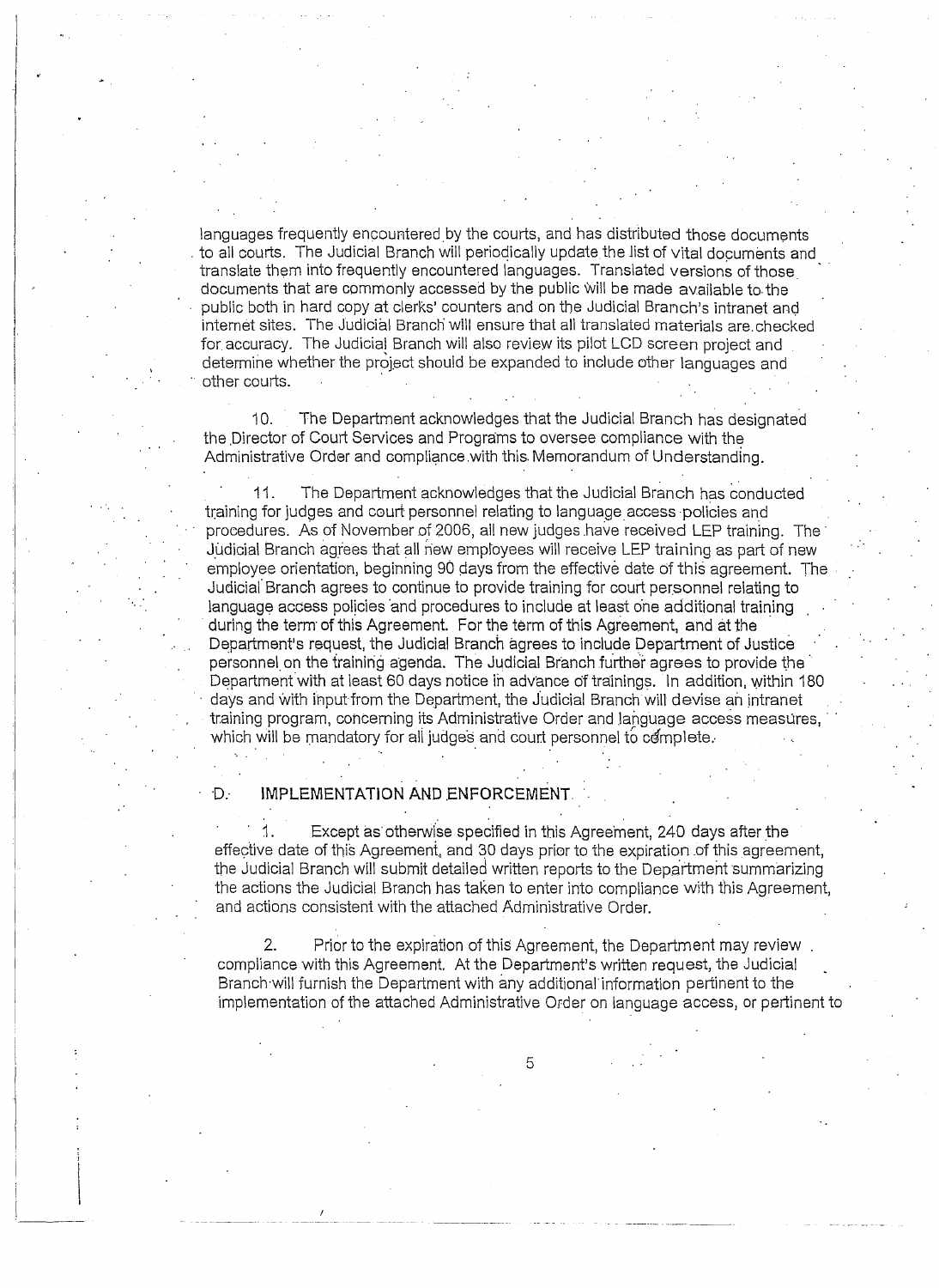languages frequently encountered by the courts, and has distributed those documents to all courts. The Judicial Branch will periodically update the list of vital documents and translate them into frequently encountered languages. Translated versions of those documents that are commonly accessed by the public will be made available to the public both in hard copy at clerks' counters and on the Judicial Branch's intranet and internet sites. The Judicial Branch will ensure that all translated materials are checked for accuracy. The Judicial Branch will also review its pilot LCD screen project and determine whether the project should be expanded to include other languages and other courts.

10. The Department acknowledges that the Judicial Branch has designated the Director of Court Services and Programs to oversee compliance with the Administrative Order and compliance with this Memorandum of Understanding.

11. The Department acknowledges that the Judicial Branch has conducted training for judges and court personnel relating to language access policies and procedures. As of November of 2006, all new judges have received LEP training. The Judicial Branch agrees that all new employees will receive LEP training as part of new employee orientation, beginning 90 days from the effective date of this agreement. The Judicial Branch agrees to continue to provide training for court personnel relating to language access policies and procedures to include at least one additional training during the term of this Agreement. For the term of this Agreement, and at the Department's request, the Judicial Branch agrees to include Department of Justice personnel on the training agenda. The Judicial Branch further agrees to provide the Department with at least 60 days notice in advance of trainings. In addition, within 180 days and with input from the Department, the Judicial Branch will devise an intranet training program, concerning its Administrative Order and language access measures, which will be mandatory for all judges and court personnel to complete.

## D. IMPLEMENTATION AND ENFORCEMENT

1. Except as otherwise specified in this Agreement, 240 days after the effective date of this Agreement, and 30 days prior to the expiration of this agreement, the Judicial Branch will submit detailed written reports to the Department summarizing the actions the Judicial Branch has taken to enter into compliance with this Agreement, and actions consistent with the attached Administrative Order.

2. Prior to the expiration of this Agreement, the Department may review compliance with this Agreement. At the Department's written request, the Judicial Branch will furnish the Department with any additional information pertinent to the implementation of the attached Administrative Order on language access, or pertinent to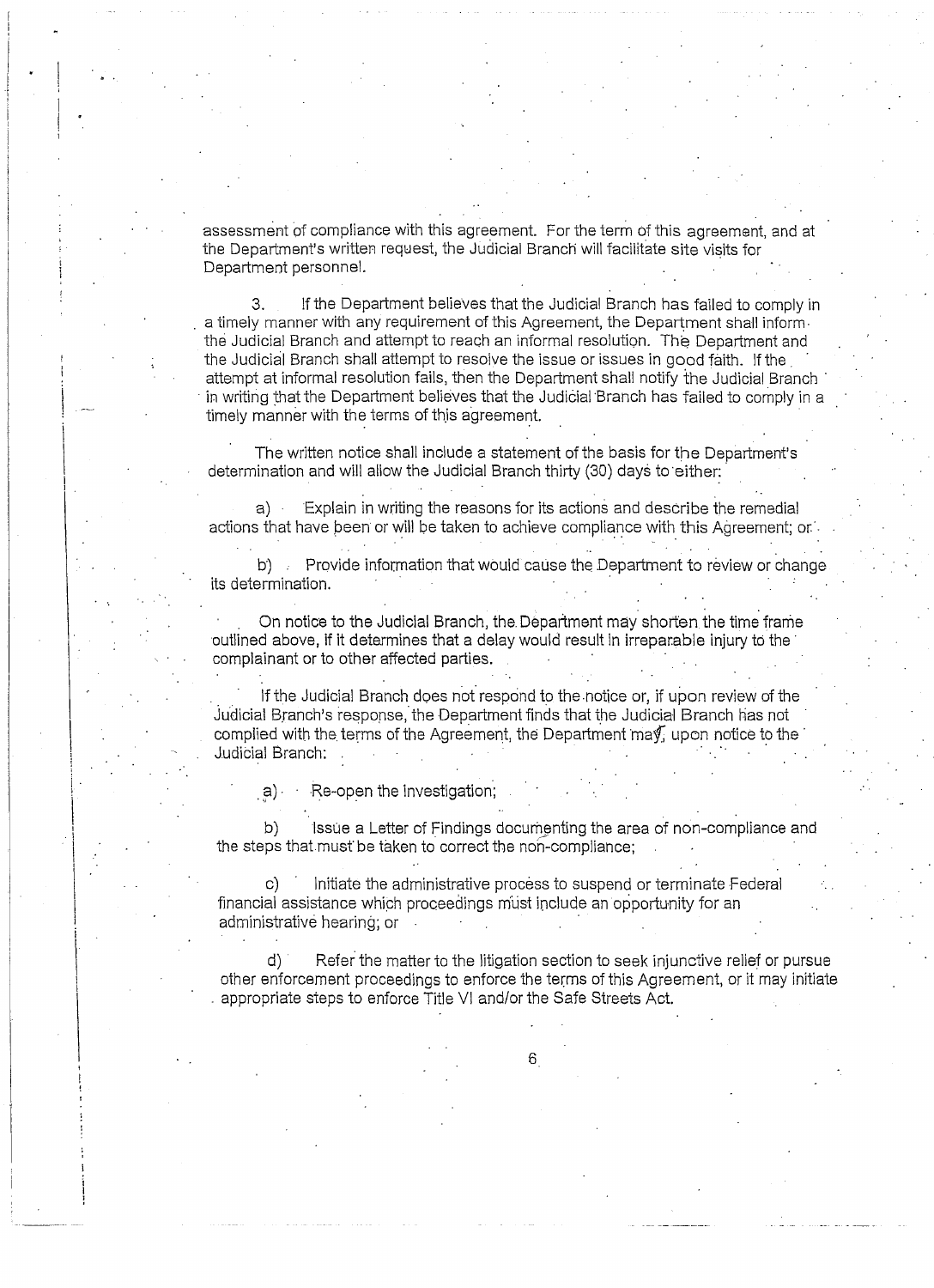assessment of compliance with this agreement. For the term of this agreement, and at the Department's written request, the Judicial Branch will facilitate site visits for Department personnel.

3. If the Department believes that the Judicial Branch has failed to comply in a timely manner with any requirement of this Agreement, the Department shall inform the Judicial Branch and attempt to reach an informal resolution. The Department and the Judicial Branch shall attempt to resolve the issue or issues in good faith. If the attempt at informal resolution fails, then the Department shall notify the Judicial Branch in writing that the Department believes that the Judicial Branch has failed to comply in a timely manner with the terms of this agreement.

The written notice shall include a statement of the basis for the Department's determination and will allow the Judicial Branch thirty (30) days to either:

a) Explain in writing the reasons for its actions and describe the remedial actions that have been or will be taken to achieve compliance with this Agreement; or

b) Provide information that would cause the Department to review or change its determination.

On notice to the Judicial Branch, the Department may shorten the time frame outlined above, if it determines that a delay would result in irreparable injury to the complainant or to other affected parties.

If the Judicial Branch does not respond to the notice or, if upon review of the Judicial Branch's response, the Department finds that the Judicial Branch has not complied with the terms of the Agreement, the Department may, upon notice to the Judicial Branch:

a) Re-open the investigation;

b) Issue a Letter of Findings documenting the area of non-compliance and the steps that must be taken to correct the non-compliance;

c) Initiate the administrative process to suspend or terminate Federal financial assistance which proceedings must include an opportunity for an administrative hearing; or

d) Refer the matter to the litigation section to seek injunctive relief or pursue other enforcement proceedings to enforce the terms of this Agreement, or it may initiate appropriate steps to enforce Title VI and/or the Safe Streets Act.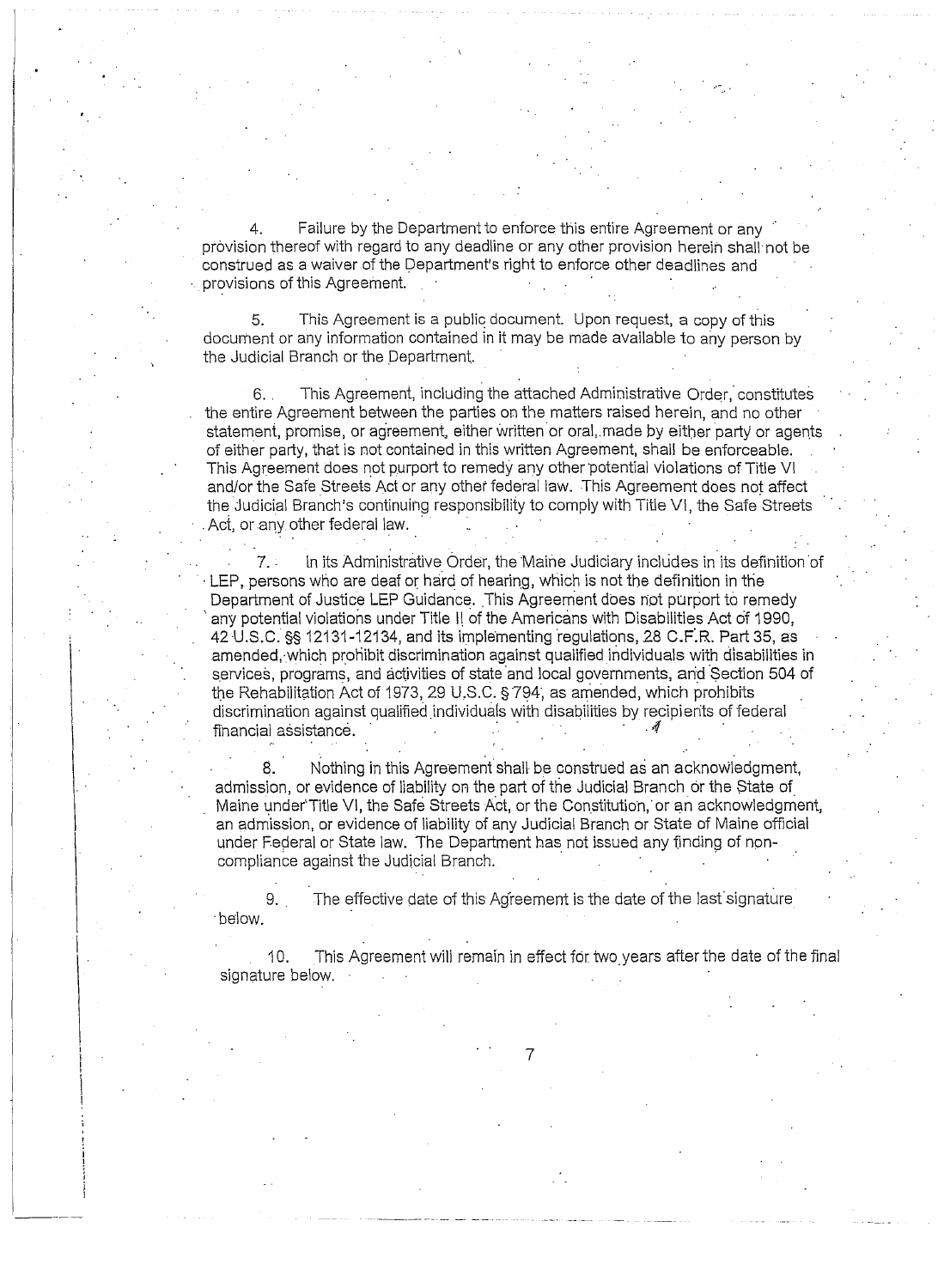4. Failure by the Department to enforce this entire Agreement or any provision thereof with regard to any deadline or any other provision herein shall not be construed as a waiver of the Department's right to enforce other deadlines and provisions of this Agreement.

5. This Agreement is a public document. Upon request, a copy of this document or any information contained in it may be made available to any person by the Judicial Branch or the Department.

6. This Agreement, including the attached Administrative Order, constitutes the entire Agreement between the parties on the matters raised herein, and no other statement, promise, or agreement, either written or oral, made by either party or agents of either party, that is not contained in this written Agreement, shall be enforceable. This Agreement does not purport to remedy any other potential violations of Title VI and/or the Safe Streets Act or any other federal law. This Agreement does not affect the Judicial Branch's continuing responsibility to comply with Title VI, the Safe Streets Act, or any other federal law.

7. In its Administrative Order, the Maine Judiciary includes in its definition of LEP, persons who are deaf or hard of hearing, which is not the definition in the Department of Justice LEP Guidance. This Agreement does not purport to remedy any potential violations under Title II of the Americans with Disabilities Act of 1990, 42 U.S.C. §§ 12131-12134, and its implementing regulations, 28 C.F.R. Part 35, as amended, which prohibit discrimination against qualified individuals with disabilities in services, programs, and activities of state and local governments, and Section 504 of the Rehabilitation Act of 1973, 29 U.S.C. § 794, as amended, which prohibits discrimination against qualified individuals with disabilities by recipients of federal financial assistance.

8. Nothing in this Agreement shall be construed as an acknowledgment, admission, or evidence of liability on the part of the Judicial Branch or the State of Maine under Title VI, the Safe Streets Act, or the Constitution, or an acknowledgment, an admission, or evidence of liability of any Judicial Branch or State of Maine official under Federal or State law. The Department has not issued any finding of non-compliance against the Judicial Branch.

9. The effective date of this Agreement is the date of the last signature below.

10. This Agreement will remain in effect for two years after the date of the final signature below.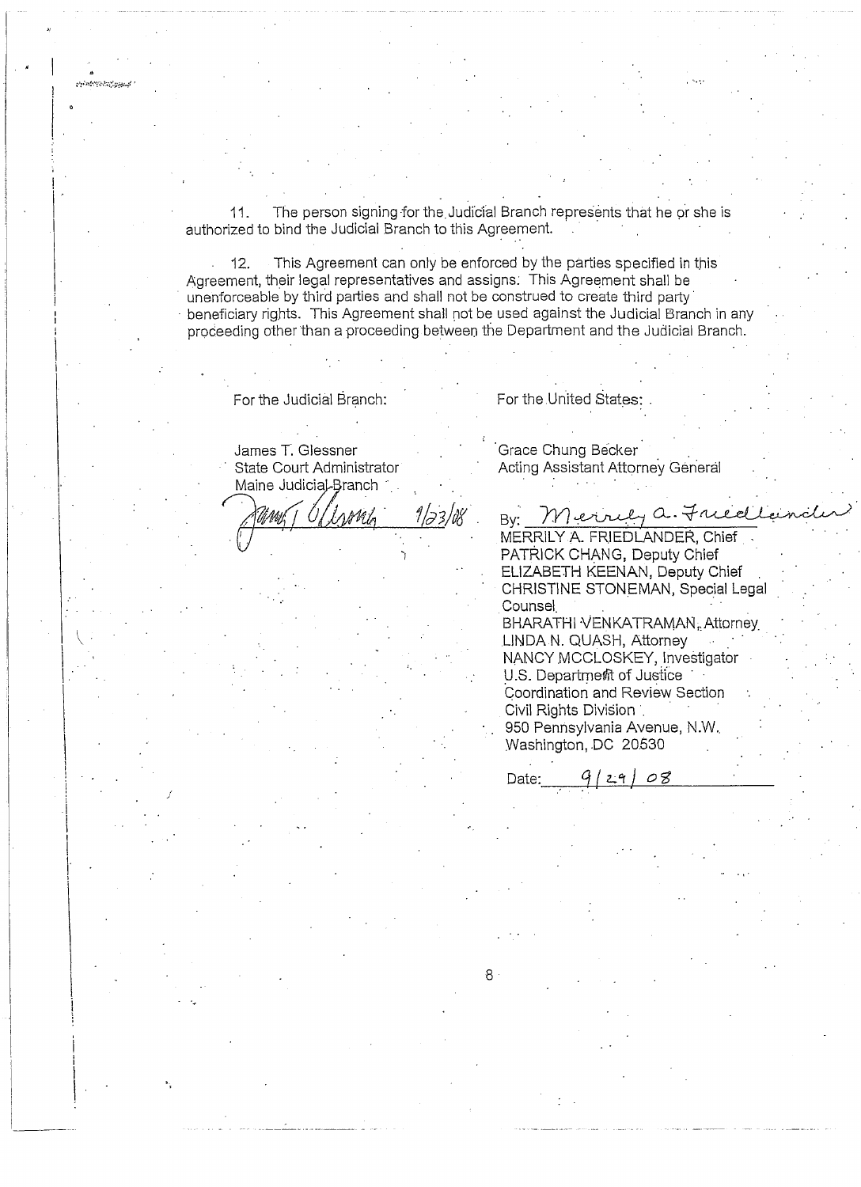11. The person signing for the Judicial Branch represents that he or she is authorized to bind the Judicial Branch to this Agreement.

12. This Agreement can only be enforced by the parties specified in this Agreement, their legal representatives and assigns. This Agreement shall be unenforceable by third parties and shall not be construed to create third party beneficiary rights. This Agreement shall not be used against the Judicial Branch in any proceeding other than a proceeding between the Department and the Judicial Branch.

For the Judicial Branch:

James T. Glessner
State Court Administrator
Maine Judicial Branch

James T. Glessner 9/23/08

For the United States:

Grace Chung Becker
Acting Assistant Attorney General

By: Merrily A. Friedlander

MERRILY A. FRIEDLANDER, Chief
PATRICK CHANG, Deputy Chief
ELIZABETH KEENAN, Deputy Chief
CHRISTINE STONEMAN, Special Legal Counsel
BHARATHI VENKATRAMAN, Attorney
LINDA N. QUASH, Attorney
NANCY MCCLOSKEY, Investigator
U.S. Department of Justice
Coordination and Review Section
Civil Rights Division
950 Pennsylvania Avenue, N.W.
Washington, DC 20530

Date: 9/29/08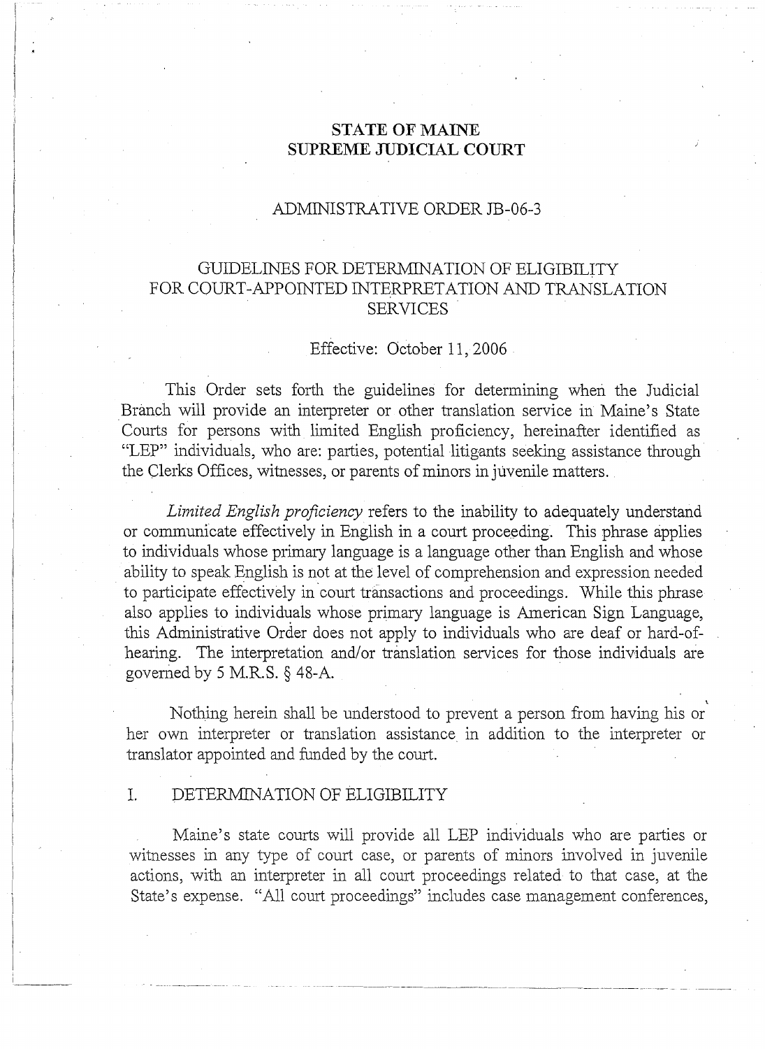**STATE OF MAINE**
**SUPREME JUDICIAL COURT**

ADMINISTRATIVE ORDER JB-06-3

GUIDELINES FOR DETERMINATION OF ELIGIBILITY FOR COURT-APPOINTED INTERPRETATION AND TRANSLATION SERVICES

Effective: October 11, 2006

This Order sets forth the guidelines for determining when the Judicial Branch will provide an interpreter or other translation service in Maine's State Courts for persons with limited English proficiency, hereinafter identified as "LEP" individuals, who are: parties, potential litigants seeking assistance through the Clerks Offices, witnesses, or parents of minors in juvenile matters.

*Limited English proficiency* refers to the inability to adequately understand or communicate effectively in English in a court proceeding. This phrase applies to individuals whose primary language is a language other than English and whose ability to speak English is not at the level of comprehension and expression needed to participate effectively in court transactions and proceedings. While this phrase also applies to individuals whose primary language is American Sign Language, this Administrative Order does not apply to individuals who are deaf or hard-of-hearing. The interpretation and/or translation services for those individuals are governed by 5 M.R.S. § 48-A.

Nothing herein shall be understood to prevent a person from having his or her own interpreter or translation assistance in addition to the interpreter or translator appointed and funded by the court.

## I. DETERMINATION OF ELIGIBILITY

Maine's state courts will provide all LEP individuals who are parties or witnesses in any type of court case, or parents of minors involved in juvenile actions, with an interpreter in all court proceedings related to that case, at the State's expense. "All court proceedings" includes case management conferences,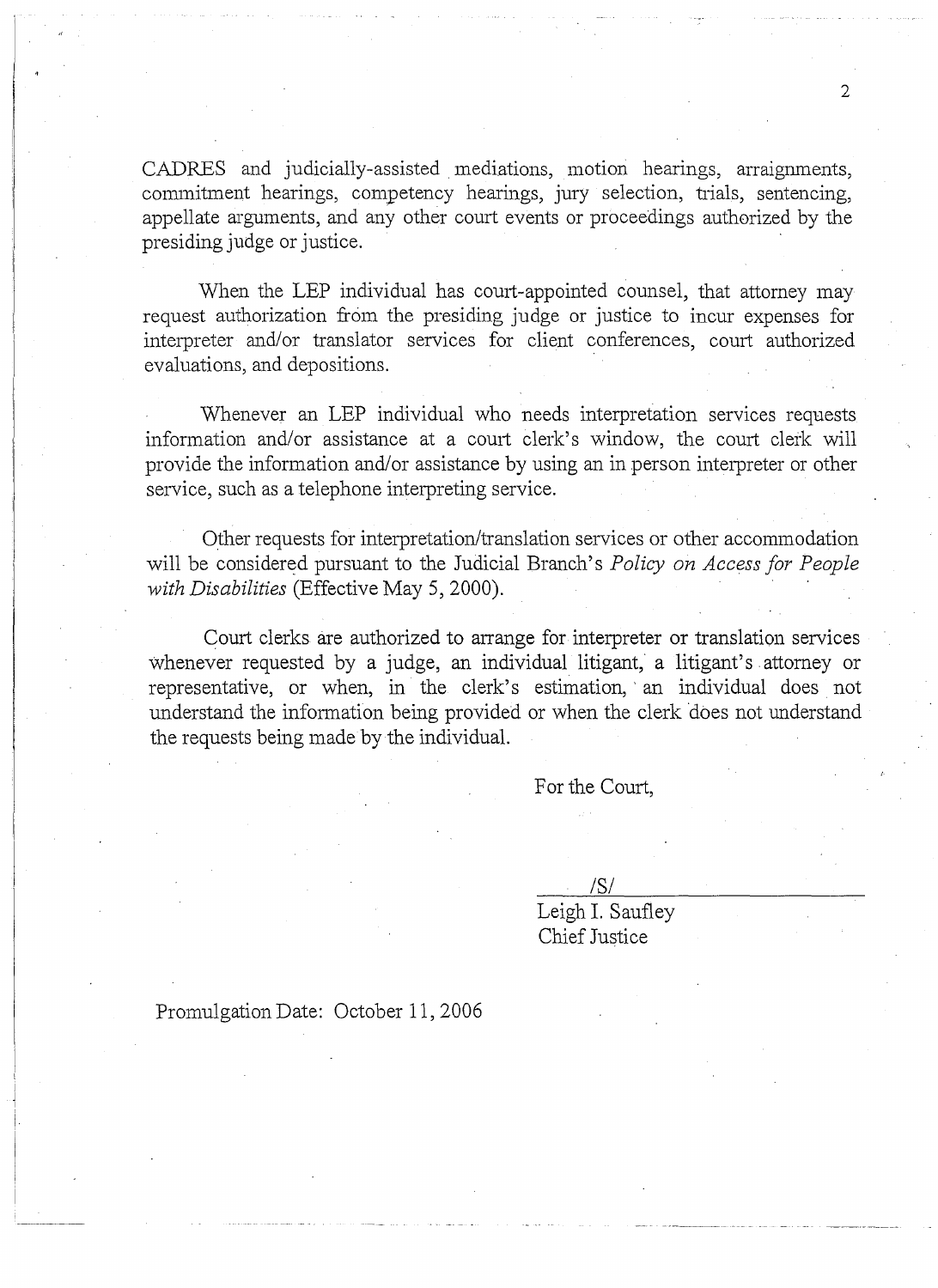CADRES and judicially-assisted mediations, motion hearings, arraignments, commitment hearings, competency hearings, jury selection, trials, sentencing, appellate arguments, and any other court events or proceedings authorized by the presiding judge or justice.

When the LEP individual has court-appointed counsel, that attorney may request authorization from the presiding judge or justice to incur expenses for interpreter and/or translator services for client conferences, court authorized evaluations, and depositions.

Whenever an LEP individual who needs interpretation services requests information and/or assistance at a court clerk's window, the court clerk will provide the information and/or assistance by using an in person interpreter or other service, such as a telephone interpreting service.

Other requests for interpretation/translation services or other accommodation will be considered pursuant to the Judicial Branch's *Policy on Access for People with Disabilities* (Effective May 5, 2000).

Court clerks are authorized to arrange for interpreter or translation services whenever requested by a judge, an individual litigant, a litigant's attorney or representative, or when, in the clerk's estimation, an individual does not understand the information being provided or when the clerk does not understand the requests being made by the individual.

For the Court,

/S/

Leigh I. Saufley
Chief Justice

Promulgation Date: October 11, 2006